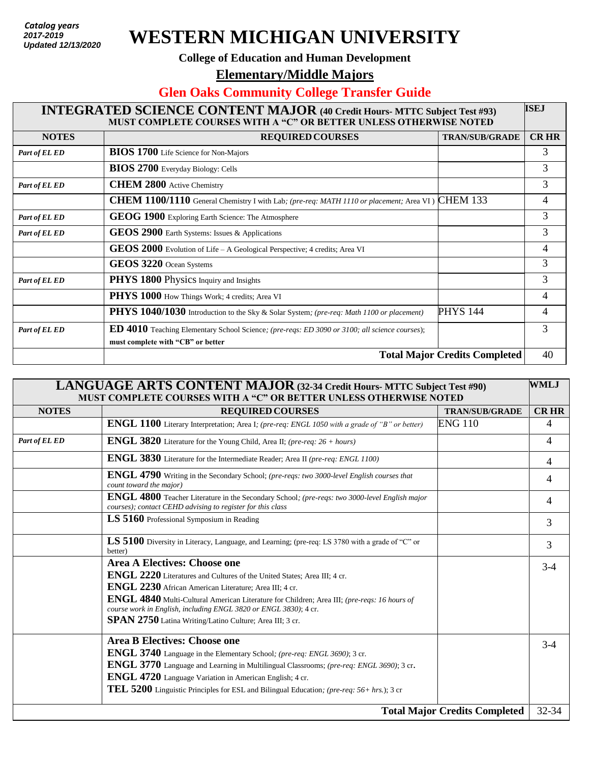*Catalog years 2017-2019*
*Updated 12/13/2020*

# WESTERN MICHIGAN UNIVERSITY

**College of Education and Human Development**

## Elementary/Middle Majors

## Glen Oaks Community College Transfer Guide

| INTEGRATED SCIENCE CONTENT MAJOR (40 Credit Hours- MTTC Subject Test #93) MUST COMPLETE COURSES WITH A "C" OR BETTER UNLESS OTHERWISE NOTED | | | ISEJ |
|---|---|---|---|
| **NOTES** | **REQUIRED COURSES** | **TRAN/SUB/GRADE** | **CR HR** |
| *Part of EL ED* | **BIOS 1700** Life Science for Non-Majors | | 3 |
| | **BIOS 2700** Everyday Biology: Cells | | 3 |
| *Part of EL ED* | **CHEM 2800** Active Chemistry | | 3 |
| | **CHEM 1100/1110** General Chemistry I with Lab; *(pre-req: MATH 1110 or placement;* Area VI ) | CHEM 133 | 4 |
| *Part of EL ED* | **GEOG 1900** Exploring Earth Science: The Atmosphere | | 3 |
| *Part of EL ED* | **GEOS 2900** Earth Systems: Issues & Applications | | 3 |
| | **GEOS 2000** Evolution of Life – A Geological Perspective; 4 credits; Area VI | | 4 |
| | **GEOS 3220** Ocean Systems | | 3 |
| *Part of EL ED* | **PHYS 1800** Physics Inquiry and Insights | | 3 |
| | **PHYS 1000** How Things Work; 4 credits; Area VI | | 4 |
| | **PHYS 1040/1030** Introduction to the Sky & Solar System; *(pre-req: Math 1100 or placement)* | PHYS 144 | 4 |
| *Part of EL ED* | **ED 4010** Teaching Elementary School Science; *(pre-reqs: ED 3090 or 3100; all science courses)*; **must complete with "CB" or better** | | 3 |
| | | **Total Major Credits Completed** | 40 |

| LANGUAGE ARTS CONTENT MAJOR (32-34 Credit Hours- MTTC Subject Test #90) MUST COMPLETE COURSES WITH A "C" OR BETTER UNLESS OTHERWISE NOTED | | | WMLJ |
|---|---|---|---|
| **NOTES** | **REQUIRED COURSES** | **TRAN/SUB/GRADE** | **CR HR** |
| | **ENGL 1100** Literary Interpretation; Area I; *(pre-req: ENGL 1050 with a grade of "B" or better)* | ENG 110 | 4 |
| *Part of EL ED* | **ENGL 3820** Literature for the Young Child, Area II; *(pre-req: 26 + hours)* | | 4 |
| | **ENGL 3830** Literature for the Intermediate Reader; Area II *(pre-req: ENGL 1100)* | | 4 |
| | **ENGL 4790** Writing in the Secondary School; *(pre-reqs: two 3000-level English courses that count toward the major)* | | 4 |
| | **ENGL 4800** Teacher Literature in the Secondary School*; (pre-reqs: two 3000-level English major courses); contact CEHD advising to register for this class* | | 4 |
| | **LS 5160** Professional Symposium in Reading | | 3 |
| | **LS 5100** Diversity in Literacy, Language, and Learning; (pre-req: LS 3780 with a grade of "C" or better) | | 3 |
| | **Area A Electives: Choose one**<br>**ENGL 2220** Literatures and Cultures of the United States; Area III; 4 cr.<br>**ENGL 2230** African American Literature; Area III; 4 cr.<br>**ENGL 4840** Multi-Cultural American Literature for Children; Area III; *(pre-reqs: 16 hours of course work in English, including ENGL 3820 or ENGL 3830)*; 4 cr.<br>**SPAN 2750** Latina Writing/Latino Culture; Area III; 3 cr. | | 3-4 |
| | **Area B Electives: Choose one**<br>**ENGL 3740** Language in the Elementary School*; (pre-req: ENGL 3690)*; 3 cr.<br>**ENGL 3770** Language and Learning in Multilingual Classrooms; *(pre-req: ENGL 3690)*; 3 cr.<br>**ENGL 4720** Language Variation in American English; 4 cr.<br>**TEL 5200** Linguistic Principles for ESL and Bilingual Education*; (pre-req: 56+ hrs.*); 3 cr | | 3-4 |
| | | **Total Major Credits Completed** | 32-34 |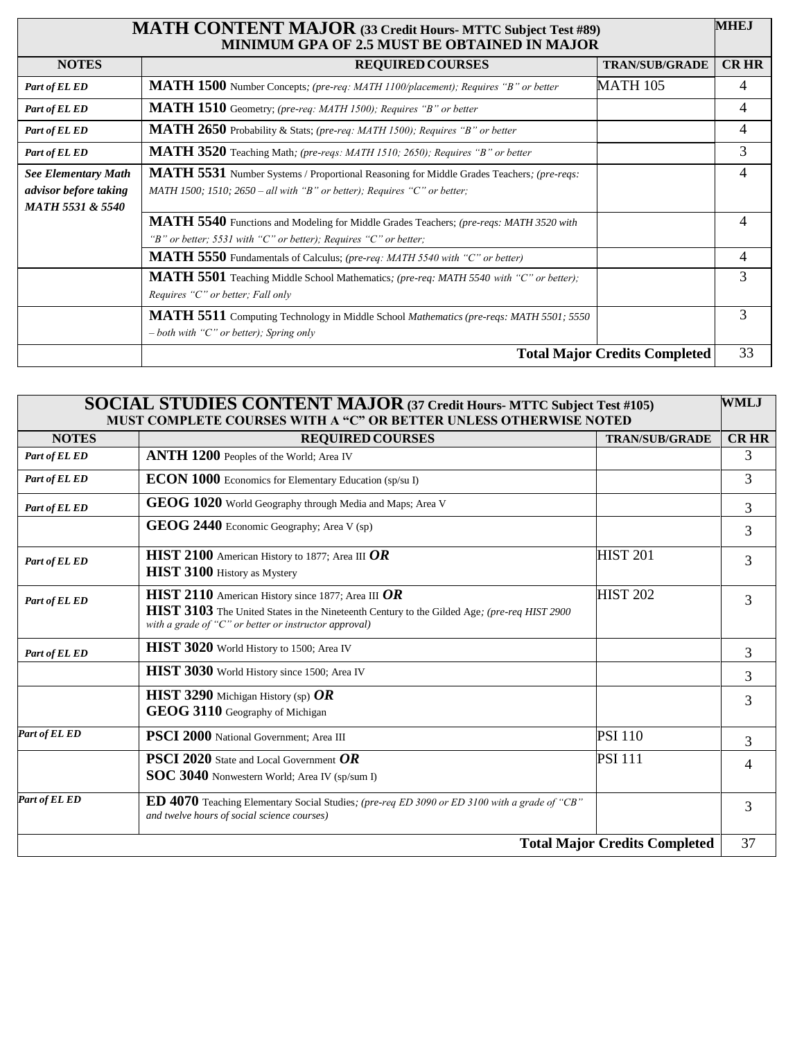| MATH CONTENT MAJOR (33 Credit Hours- MTTC Subject Test #89) MINIMUM GPA OF 2.5 MUST BE OBTAINED IN MAJOR | | | MHEJ |
|---|---|---|---|
| **NOTES** | **REQUIRED COURSES** | **TRAN/SUB/GRADE** | **CR HR** |
| *Part of EL ED* | **MATH 1500** Number Concepts; *(pre-req: MATH 1100/placement); Requires "B" or better* | MATH 105 | 4 |
| *Part of EL ED* | **MATH 1510** Geometry; *(pre-req: MATH 1500); Requires "B" or better* | | 4 |
| *Part of EL ED* | **MATH 2650** Probability & Stats; *(pre-req: MATH 1500); Requires "B" or better* | | 4 |
| *Part of EL ED* | **MATH 3520** Teaching Math; *(pre-reqs: MATH 1510; 2650); Requires "B" or better* | | 3 |
| ***See Elementary Math advisor before taking MATH 5531 & 5540*** | **MATH 5531** Number Systems / Proportional Reasoning for Middle Grades Teachers; *(pre-reqs: MATH 1500; 1510; 2650 – all with "B" or better); Requires "C" or better;* | | 4 |
| | **MATH 5540** Functions and Modeling for Middle Grades Teachers; *(pre-reqs: MATH 3520 with "B" or better; 5531 with "C" or better); Requires "C" or better;* | | 4 |
| | **MATH 5550** Fundamentals of Calculus; *(pre-req: MATH 5540 with "C" or better)* | | 4 |
| | **MATH 5501** Teaching Middle School Mathematics; *(pre-req: MATH 5540 with "C" or better); Requires "C" or better; Fall only* | | 3 |
| | **MATH 5511** Computing Technology in Middle School *Mathematics (pre-reqs: MATH 5501; 5550 – both with "C" or better); Spring only* | | 3 |
| | **Total Major Credits Completed** | | 33 |

| SOCIAL STUDIES CONTENT MAJOR (37 Credit Hours- MTTC Subject Test #105) MUST COMPLETE COURSES WITH A "C" OR BETTER UNLESS OTHERWISE NOTED | | | WMLJ |
|---|---|---|---|
| **NOTES** | **REQUIRED COURSES** | **TRAN/SUB/GRADE** | **CR HR** |
| *Part of EL ED* | **ANTH 1200** Peoples of the World; Area IV | | 3 |
| *Part of EL ED* | **ECON 1000** Economics for Elementary Education (sp/su I) | | 3 |
| *Part of EL ED* | **GEOG 1020** World Geography through Media and Maps; Area V | | 3 |
| | **GEOG 2440** Economic Geography; Area V (sp) | | 3 |
| *Part of EL ED* | **HIST 2100** American History to 1877; Area III ***OR*** **HIST 3100** History as Mystery | HIST 201 | 3 |
| *Part of EL ED* | **HIST 2110** American History since 1877; Area III ***OR*** **HIST 3103** The United States in the Nineteenth Century to the Gilded Age; *(pre-req HIST 2900 with a grade of "C" or better or instructor approval)* | HIST 202 | 3 |
| *Part of EL ED* | **HIST 3020** World History to 1500; Area IV | | 3 |
| | **HIST 3030** World History since 1500; Area IV | | 3 |
| | **HIST 3290** Michigan History (sp) ***OR*** **GEOG 3110** Geography of Michigan | | 3 |
| *Part of EL ED* | **PSCI 2000** National Government; Area III | PSI 110 | 3 |
| | **PSCI 2020** State and Local Government ***OR*** **SOC 3040** Nonwestern World; Area IV (sp/sum I) | PSI 111 | 4 |
| *Part of EL ED* | **ED 4070** Teaching Elementary Social Studies; *(pre-req ED 3090 or ED 3100 with a grade of "CB" and twelve hours of social science courses)* | | 3 |
| | **Total Major Credits Completed** | | 37 |